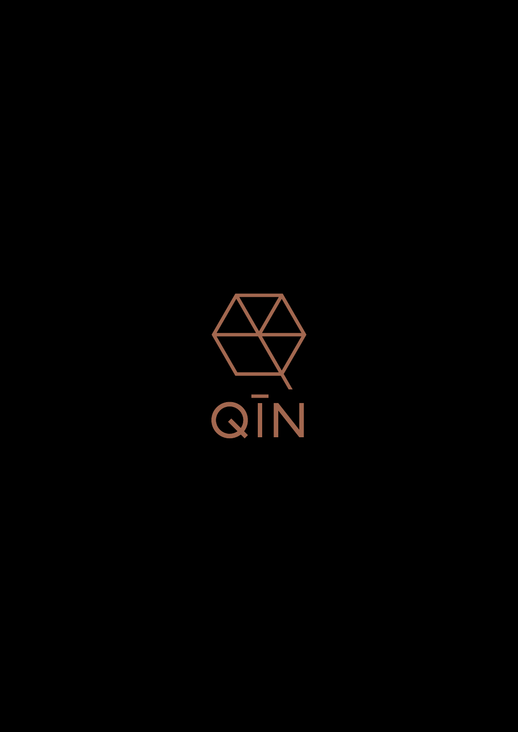QĪN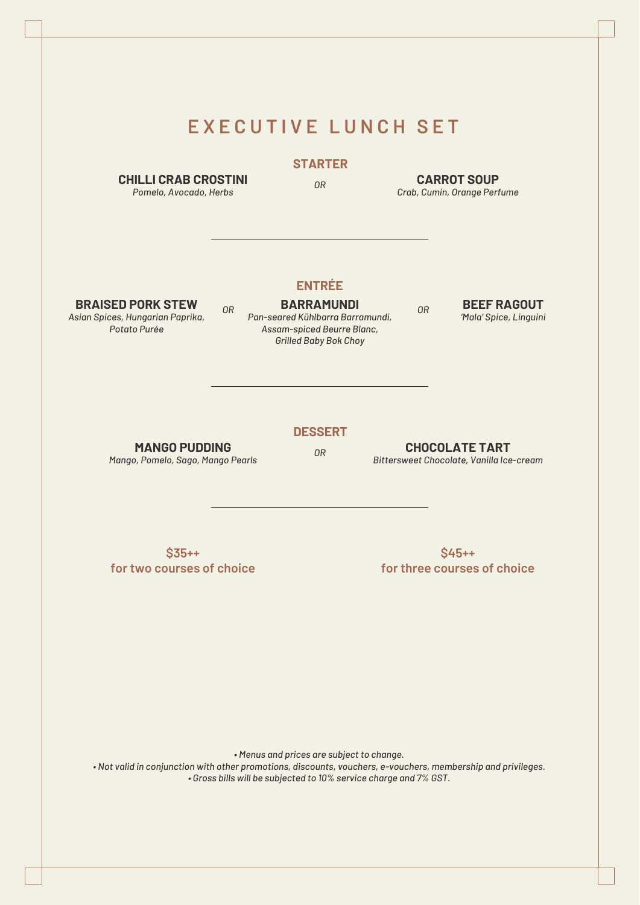# EXECUTIVE LUNCH SET

## STARTER

**CHILLI CRAB CROSTINI**
*Pomelo, Avocado, Herbs*

*OR*

**CARROT SOUP**
*Crab, Cumin, Orange Perfume*

---

## ENTRÉE

**BRAISED PORK STEW**
*Asian Spices, Hungarian Paprika, Potato Purée*

*OR*

**BARRAMUNDI**
*Pan-seared Kühlbarra Barramundi, Assam-spiced Beurre Blanc, Grilled Baby Bok Choy*

*OR*

**BEEF RAGOUT**
*'Mala' Spice, Linguini*

---

## DESSERT

**MANGO PUDDING**
*Mango, Pomelo, Sago, Mango Pearls*

*OR*

**CHOCOLATE TART**
*Bittersweet Chocolate, Vanilla Ice-cream*

---

**$35++**
**for two courses of choice**

**$45++**
**for three courses of choice**

*• Menus and prices are subject to change.*
*• Not valid in conjunction with other promotions, discounts, vouchers, e-vouchers, membership and privileges.*
*• Gross bills will be subjected to 10% service charge and 7% GST.*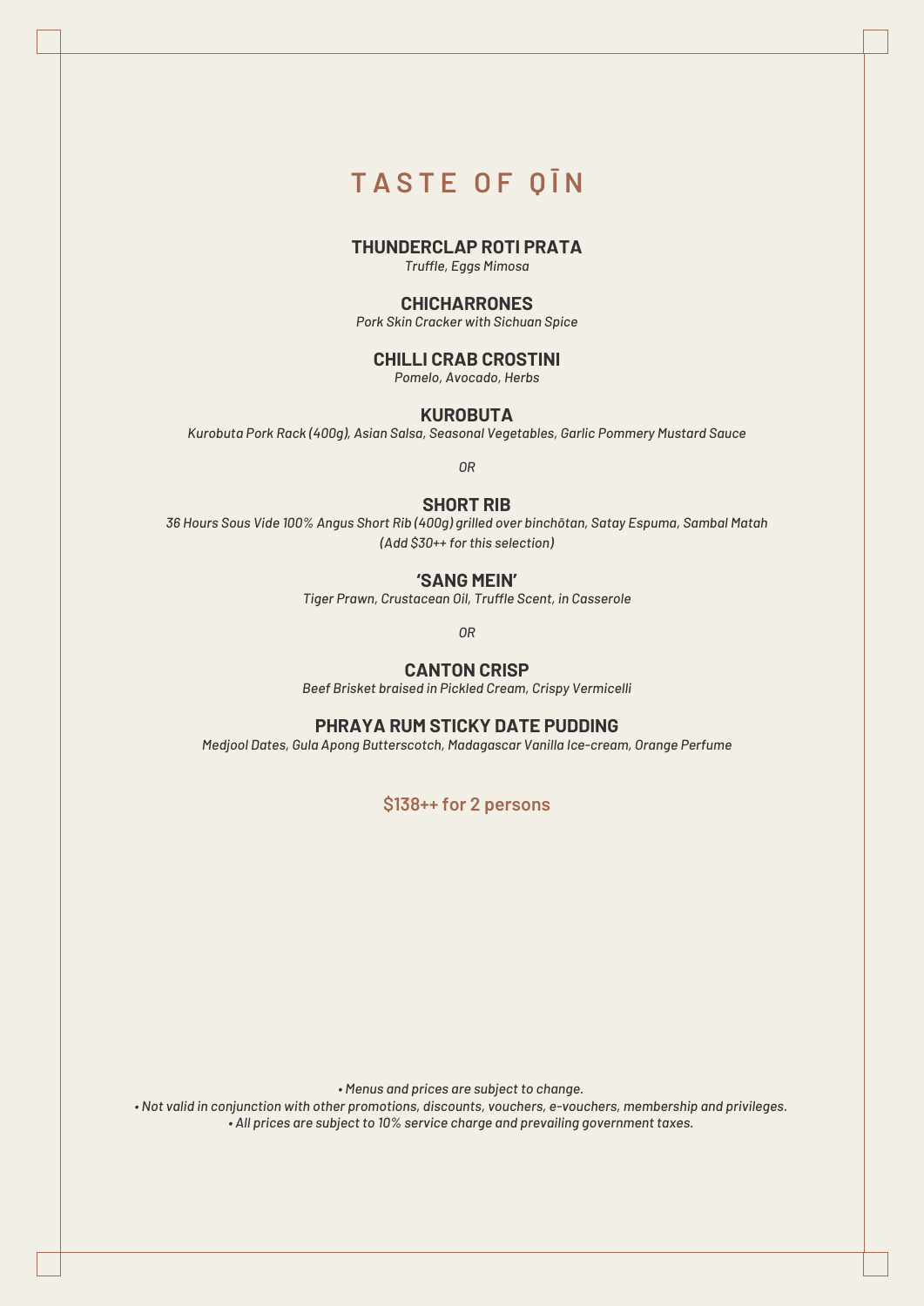# TASTE OF QĪN

**THUNDERCLAP ROTI PRATA**
*Truffle, Eggs Mimosa*

**CHICHARRONES**
*Pork Skin Cracker with Sichuan Spice*

**CHILLI CRAB CROSTINI**
*Pomelo, Avocado, Herbs*

**KUROBUTA**
*Kurobuta Pork Rack (400g), Asian Salsa, Seasonal Vegetables, Garlic Pommery Mustard Sauce*

*OR*

**SHORT RIB**
*36 Hours Sous Vide 100% Angus Short Rib (400g) grilled over binchōtan, Satay Espuma, Sambal Matah*
*(Add $30++ for this selection)*

**'SANG MEIN'**
*Tiger Prawn, Crustacean Oil, Truffle Scent, in Casserole*

*OR*

**CANTON CRISP**
*Beef Brisket braised in Pickled Cream, Crispy Vermicelli*

**PHRAYA RUM STICKY DATE PUDDING**
*Medjool Dates, Gula Apong Butterscotch, Madagascar Vanilla Ice-cream, Orange Perfume*

**$138++ for 2 persons**

*• Menus and prices are subject to change.*
*• Not valid in conjunction with other promotions, discounts, vouchers, e-vouchers, membership and privileges.*
*• All prices are subject to 10% service charge and prevailing government taxes.*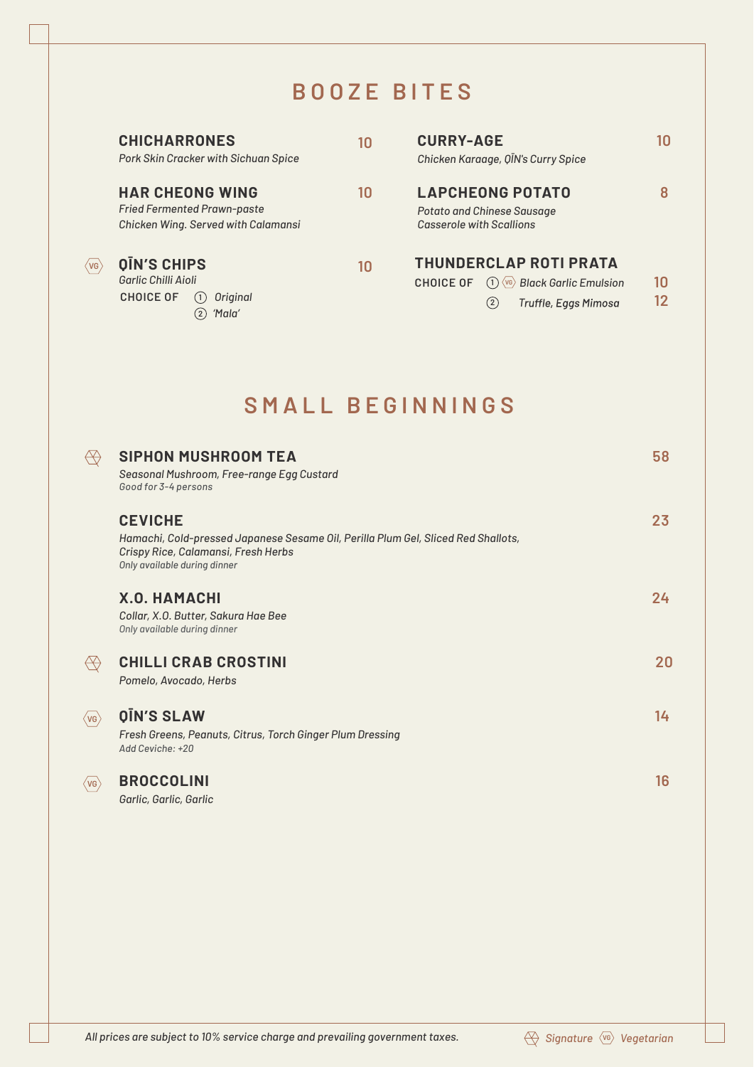# BOOZE BITES

### CHICHARRONES — 10
*Pork Skin Cracker with Sichuan Spice*

### HAR CHEONG WING — 10
*Fried Fermented Prawn-paste Chicken Wing. Served with Calamansi*

### (VG) QĪN'S CHIPS — 10
*Garlic Chilli Aioli*

CHOICE OF
1. *Original*
2. *'Mala'*

### CURRY-AGE — 10
*Chicken Karaage, QĪN's Curry Spice*

### LAPCHEONG POTATO — 8
*Potato and Chinese Sausage Casserole with Scallions*

### THUNDERCLAP ROTI PRATA

CHOICE OF
1. (VG) *Black Garlic Emulsion* — 10
2. *Truffle, Eggs Mimosa* — 12

# SMALL BEGINNINGS

### (Signature) SIPHON MUSHROOM TEA — 58
*Seasonal Mushroom, Free-range Egg Custard*
*Good for 3-4 persons*

### CEVICHE — 23
*Hamachi, Cold-pressed Japanese Sesame Oil, Perilla Plum Gel, Sliced Red Shallots, Crispy Rice, Calamansi, Fresh Herbs*
*Only available during dinner*

### X.O. HAMACHI — 24
*Collar, X.O. Butter, Sakura Hae Bee*
*Only available during dinner*

### (Signature) CHILLI CRAB CROSTINI — 20
*Pomelo, Avocado, Herbs*

### (VG) QĪN'S SLAW — 14
*Fresh Greens, Peanuts, Citrus, Torch Ginger Plum Dressing*
*Add Ceviche: +20*

### (VG) BROCCOLINI — 16
*Garlic, Garlic, Garlic*

*All prices are subject to 10% service charge and prevailing government taxes.*

*Signature* | *(VG) Vegetarian*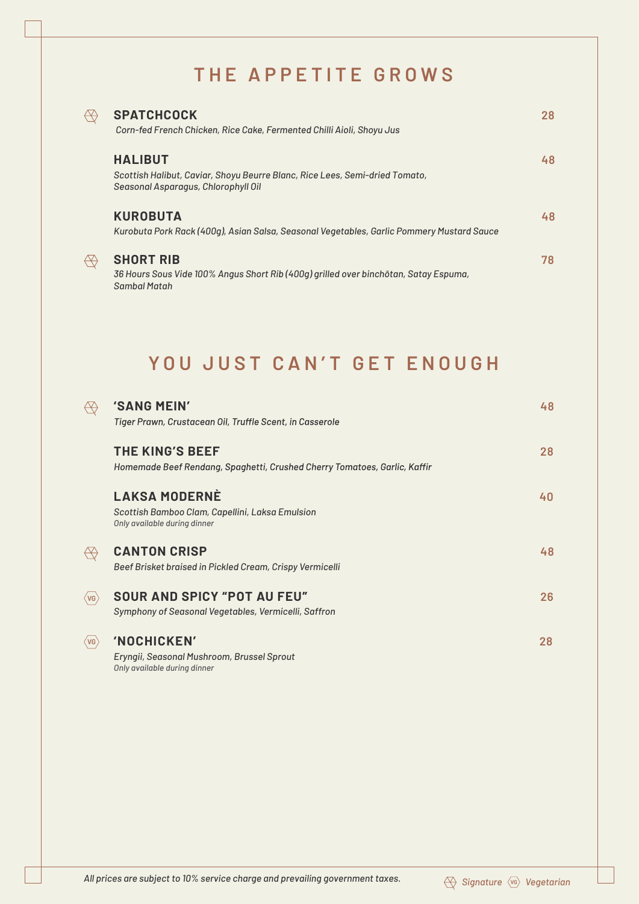# THE APPETITE GROWS

**SPATCHCOCK** (Signature) — 28
*Corn-fed French Chicken, Rice Cake, Fermented Chilli Aioli, Shoyu Jus*

**HALIBUT** — 48
*Scottish Halibut, Caviar, Shoyu Beurre Blanc, Rice Lees, Semi-dried Tomato, Seasonal Asparagus, Chlorophyll Oil*

**KUROBUTA** — 48
*Kurobuta Pork Rack (400g), Asian Salsa, Seasonal Vegetables, Garlic Pommery Mustard Sauce*

**SHORT RIB** (Signature) — 78
*36 Hours Sous Vide 100% Angus Short Rib (400g) grilled over binchōtan, Satay Espuma, Sambal Matah*

# YOU JUST CAN'T GET ENOUGH

**'SANG MEIN'** (Signature) — 48
*Tiger Prawn, Crustacean Oil, Truffle Scent, in Casserole*

**THE KING'S BEEF** — 28
*Homemade Beef Rendang, Spaghetti, Crushed Cherry Tomatoes, Garlic, Kaffir*

**LAKSA MODERNÈ** — 40
*Scottish Bamboo Clam, Capellini, Laksa Emulsion*
*Only available during dinner*

**CANTON CRISP** (Signature) — 48
*Beef Brisket braised in Pickled Cream, Crispy Vermicelli*

**SOUR AND SPICY "POT AU FEU"** (VG) — 26
*Symphony of Seasonal Vegetables, Vermicelli, Saffron*

**'NOCHICKEN'** (VG) — 28
*Eryngii, Seasonal Mushroom, Brussel Sprout*
*Only available during dinner*

*All prices are subject to 10% service charge and prevailing government taxes.*

*Signature* *VG Vegetarian*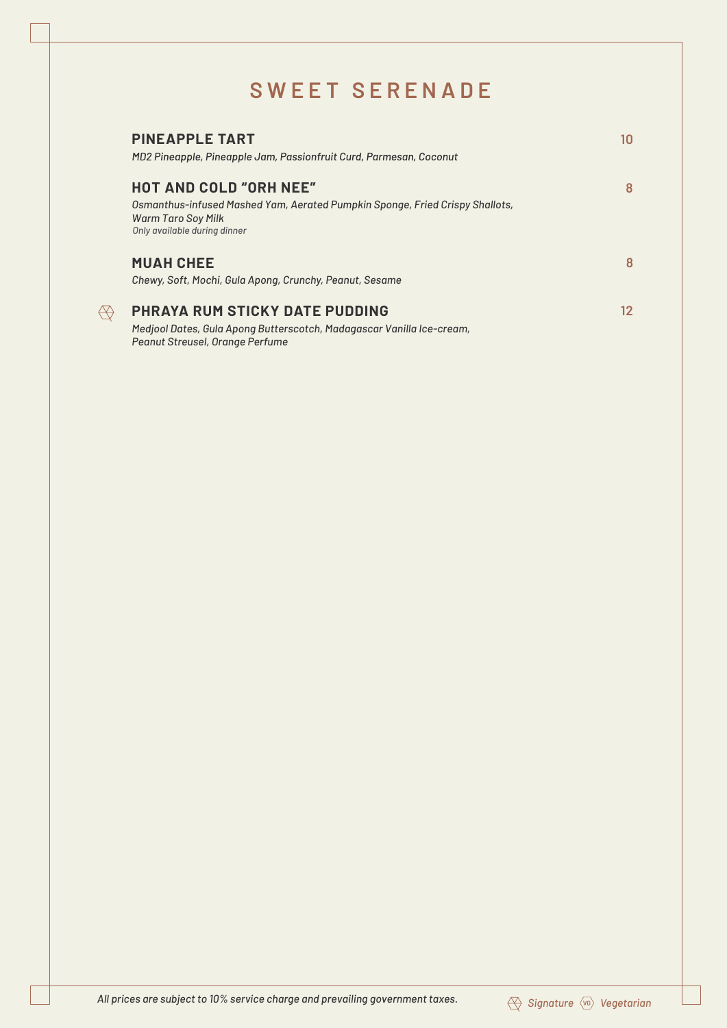# SWEET SERENADE

**PINEAPPLE TART** 10

*MD2 Pineapple, Pineapple Jam, Passionfruit Curd, Parmesan, Coconut*

**HOT AND COLD "ORH NEE"** 8

*Osmanthus-infused Mashed Yam, Aerated Pumpkin Sponge, Fried Crispy Shallots, Warm Taro Soy Milk*

*Only available during dinner*

**MUAH CHEE** 8

*Chewy, Soft, Mochi, Gula Apong, Crunchy, Peanut, Sesame*

**PHRAYA RUM STICKY DATE PUDDING** (Signature) 12

*Medjool Dates, Gula Apong Butterscotch, Madagascar Vanilla Ice-cream, Peanut Streusel, Orange Perfume*

*All prices are subject to 10% service charge and prevailing government taxes.*

*Signature* *VG Vegetarian*